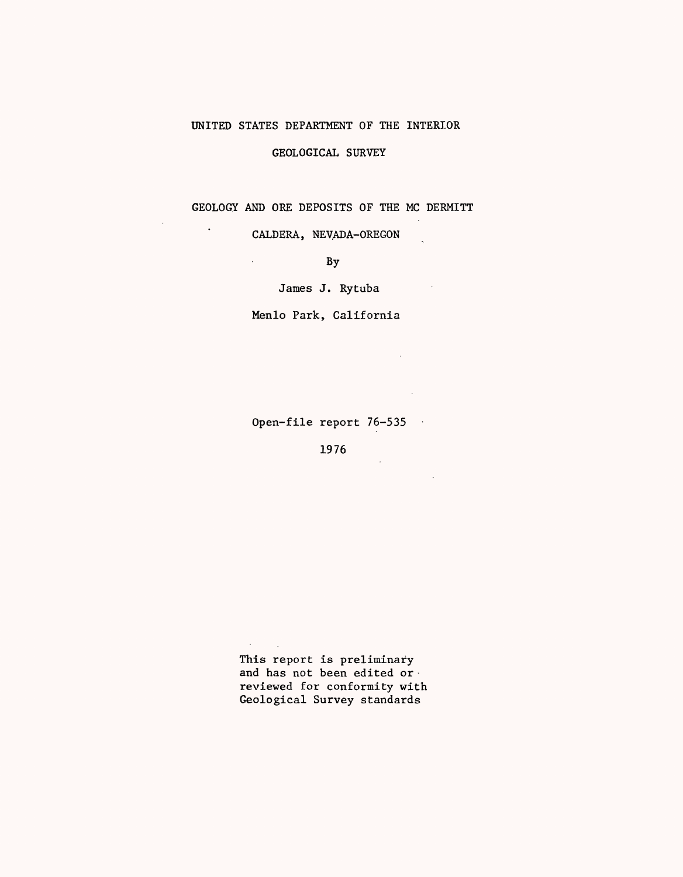UNITED STATES DEPARTMENT OF THE INTERIOR

GEOLOGICAL SURVEY

# GEOLOGY AND ORE DEPOSITS OF THE MC DERMITT CALDERA, NEVADA-OREGON

By

James J. Rytuba

Menlo Park, California

Open-file report 76-535

1976

This report is preliminary and has not been edited or reviewed for conformity with Geological Survey standards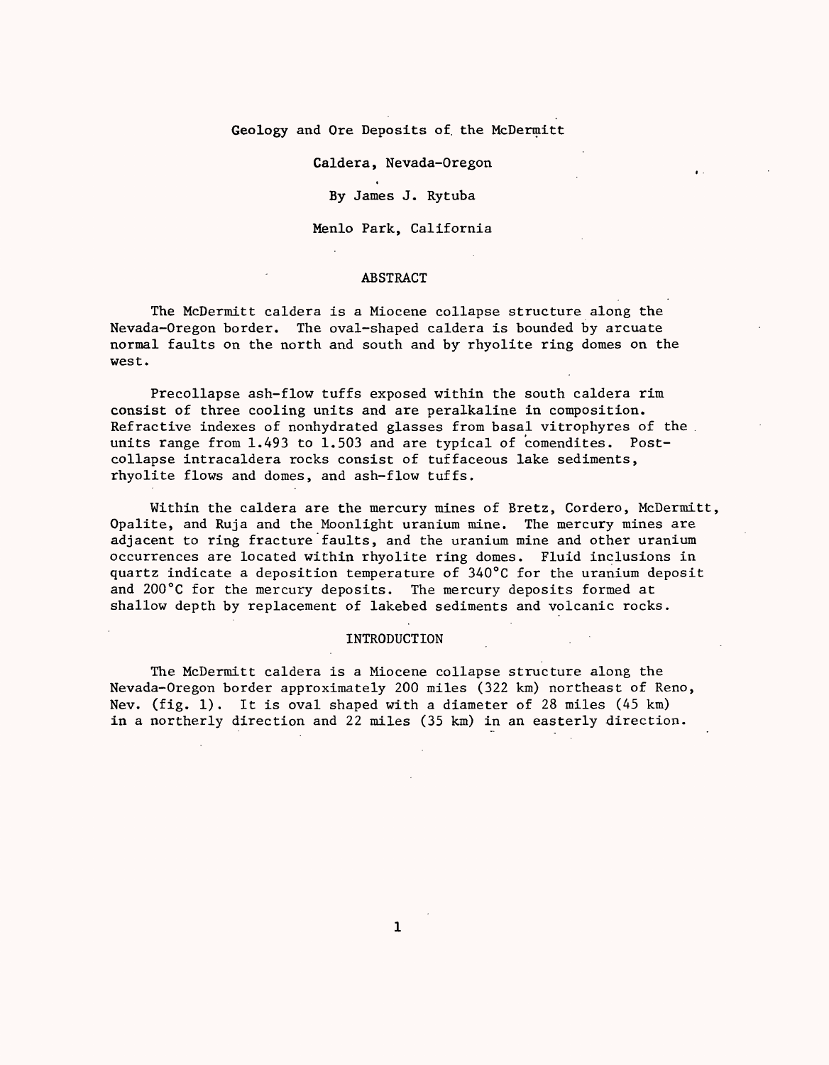# Geology and Ore Deposits of the McDermitt Caldera, Nevada-Oregon

By James J. Rytuba

Menlo Park, California

## ABSTRACT

The McDermitt caldera is a Miocene collapse structure along the Nevada-Oregon border. The oval-shaped caldera is bounded by arcuate normal faults on the north and south and by rhyolite ring domes on the west.

Precollapse ash-flow tuffs exposed within the south caldera rim consist of three cooling units and are peralkaline in composition. Refractive indexes of nonhydrated glasses from basal vitrophyres of the units range from 1.493 to 1.503 and are typical of comendites. Post-collapse intracaldera rocks consist of tuffaceous lake sediments, rhyolite flows and domes, and ash-flow tuffs.

Within the caldera are the mercury mines of Bretz, Cordero, McDermitt, Opalite, and Ruja and the Moonlight uranium mine. The mercury mines are adjacent to ring fracture faults, and the uranium mine and other uranium occurrences are located within rhyolite ring domes. Fluid inclusions in quartz indicate a deposition temperature of 340°C for the uranium deposit and 200°C for the mercury deposits. The mercury deposits formed at shallow depth by replacement of lakebed sediments and volcanic rocks.

## INTRODUCTION

The McDermitt caldera is a Miocene collapse structure along the Nevada-Oregon border approximately 200 miles (322 km) northeast of Reno, Nev. (fig. 1). It is oval shaped with a diameter of 28 miles (45 km) in a northerly direction and 22 miles (35 km) in an easterly direction.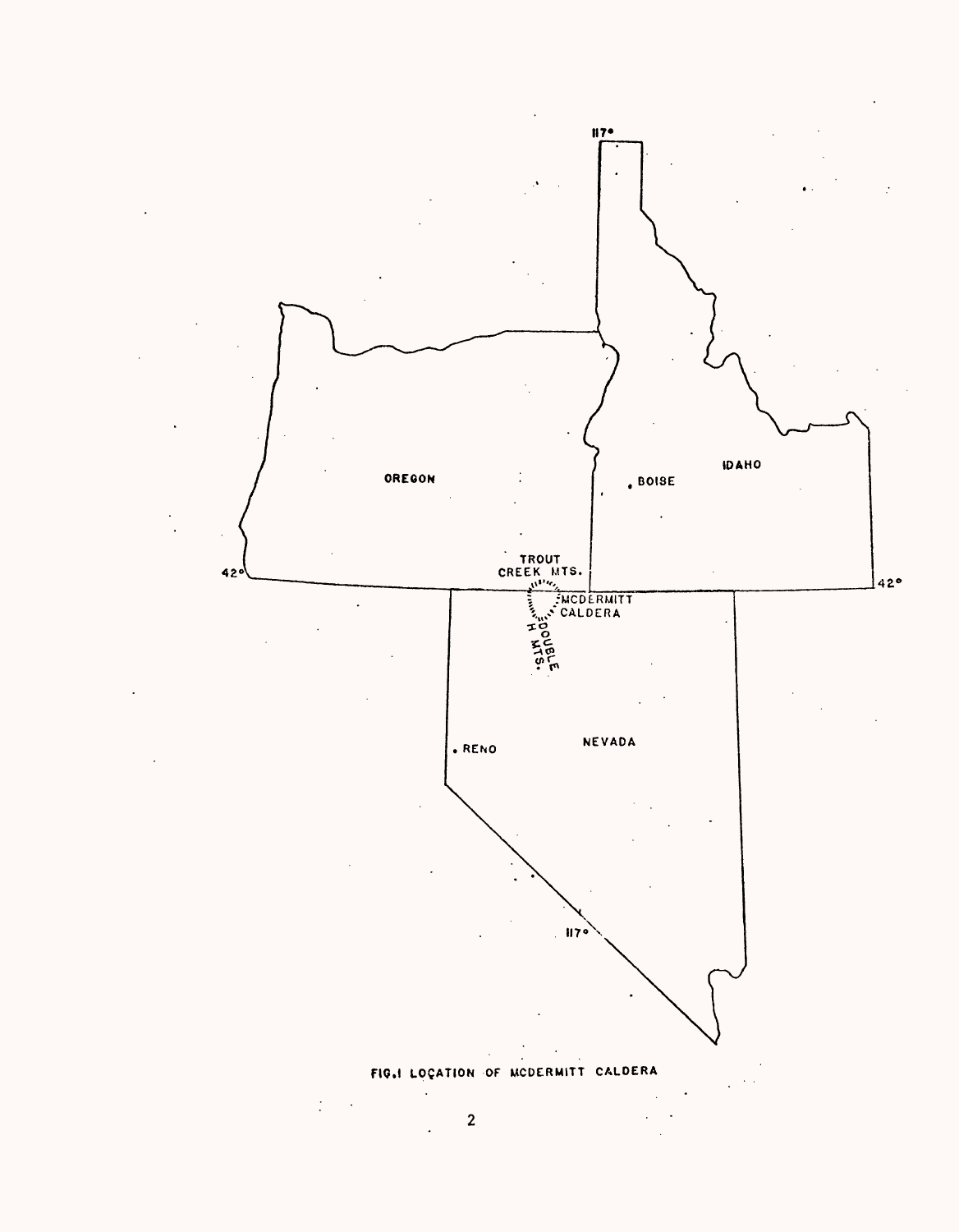117°

OREGON

IDAHO

BOISE

TROUT CREEK MTS.

42°

42°

MCDERMITT CALDERA

DOUBLE H MTS.

RENO

NEVADA

117°

FIG.1 LOCATION OF MCDERMITT CALDERA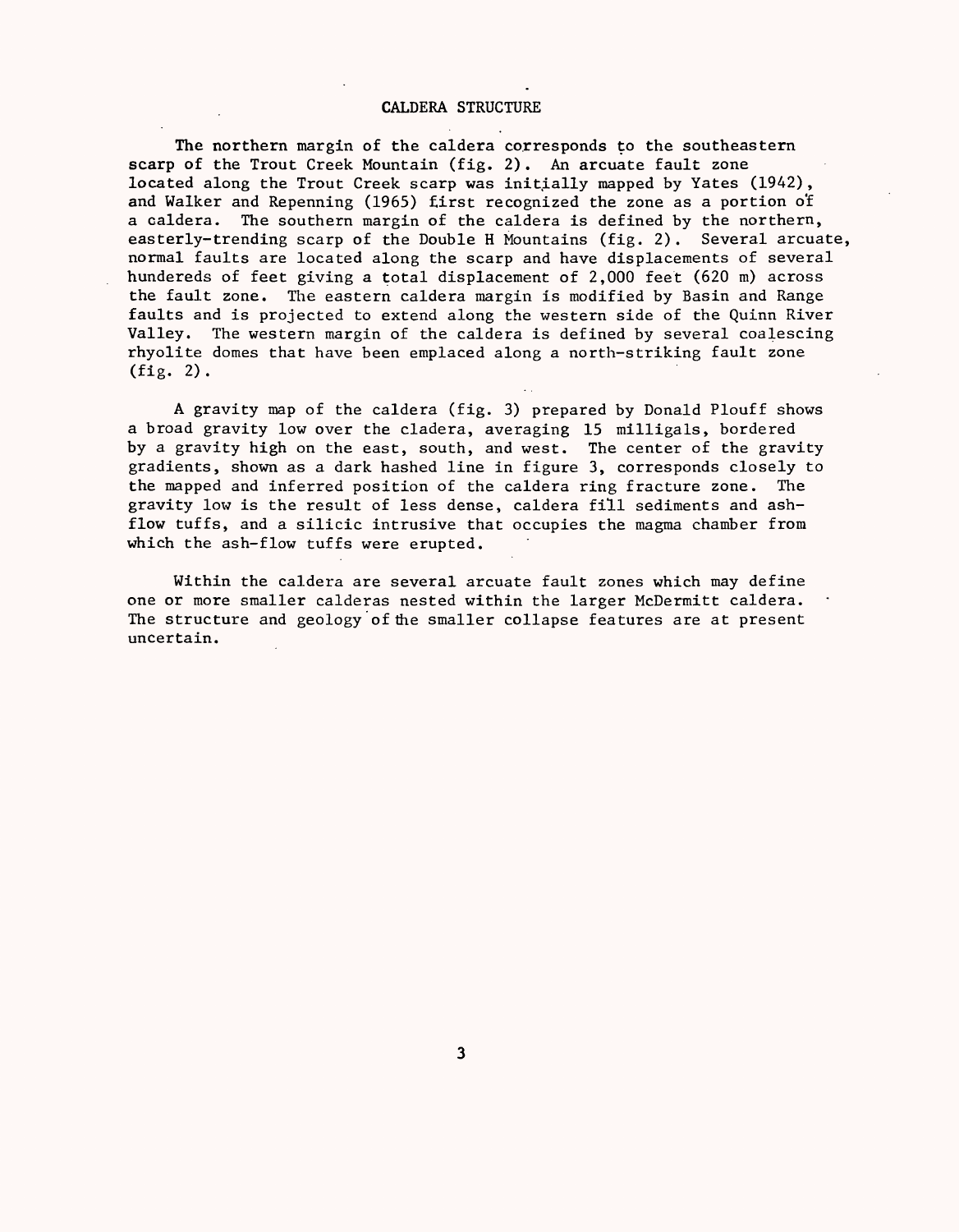## CALDERA STRUCTURE

The northern margin of the caldera corresponds to the southeastern scarp of the Trout Creek Mountain (fig. 2). An arcuate fault zone located along the Trout Creek scarp was initially mapped by Yates (1942), and Walker and Repenning (1965) first recognized the zone as a portion of a caldera. The southern margin of the caldera is defined by the northern, easterly-trending scarp of the Double H Mountains (fig. 2). Several arcuate, normal faults are located along the scarp and have displacements of several hundereds of feet giving a total displacement of 2,000 feet (620 m) across the fault zone. The eastern caldera margin is modified by Basin and Range faults and is projected to extend along the western side of the Quinn River Valley. The western margin of the caldera is defined by several coalescing rhyolite domes that have been emplaced along a north-striking fault zone (fig. 2).

A gravity map of the caldera (fig. 3) prepared by Donald Plouff shows a broad gravity low over the cladera, averaging 15 milligals, bordered by a gravity high on the east, south, and west. The center of the gravity gradients, shown as a dark hashed line in figure 3, corresponds closely to the mapped and inferred position of the caldera ring fracture zone. The gravity low is the result of less dense, caldera fill sediments and ash-flow tuffs, and a silicic intrusive that occupies the magma chamber from which the ash-flow tuffs were erupted.

Within the caldera are several arcuate fault zones which may define one or more smaller calderas nested within the larger McDermitt caldera. The structure and geology of the smaller collapse features are at present uncertain.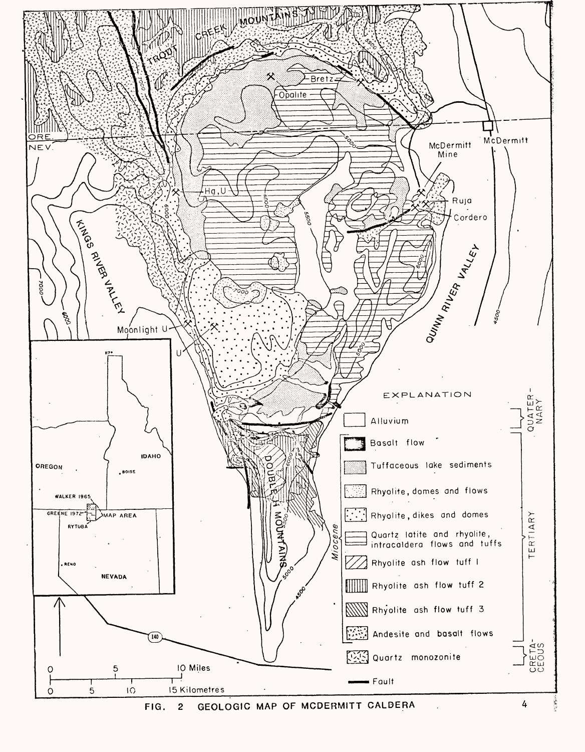EXPLANATION

| Unit | Age |
|---|---|
| Alluvium | Quaternary |
| Basalt flow | Tertiary |
| Tuffaceous lake sediments | Tertiary |
| Rhyolite, domes and flows | Tertiary |
| Rhyolite, dikes and domes | Tertiary |
| Quartz latite and rhyolite, intracaldera flows and tuffs | Tertiary (Miocene) |
| Rhyolite ash flow tuff 1 | Tertiary (Miocene) |
| Rhyolite ash flow tuff 2 | Tertiary (Miocene) |
| Rhyolite ash flow tuff 3 | Tertiary (Miocene) |
| Andesite and basalt flows | Tertiary (Miocene) |
| Quartz monozonite | Cretaceous |
| Fault | |

FIG. 2 GEOLOGIC MAP OF MCDERMITT CALDERA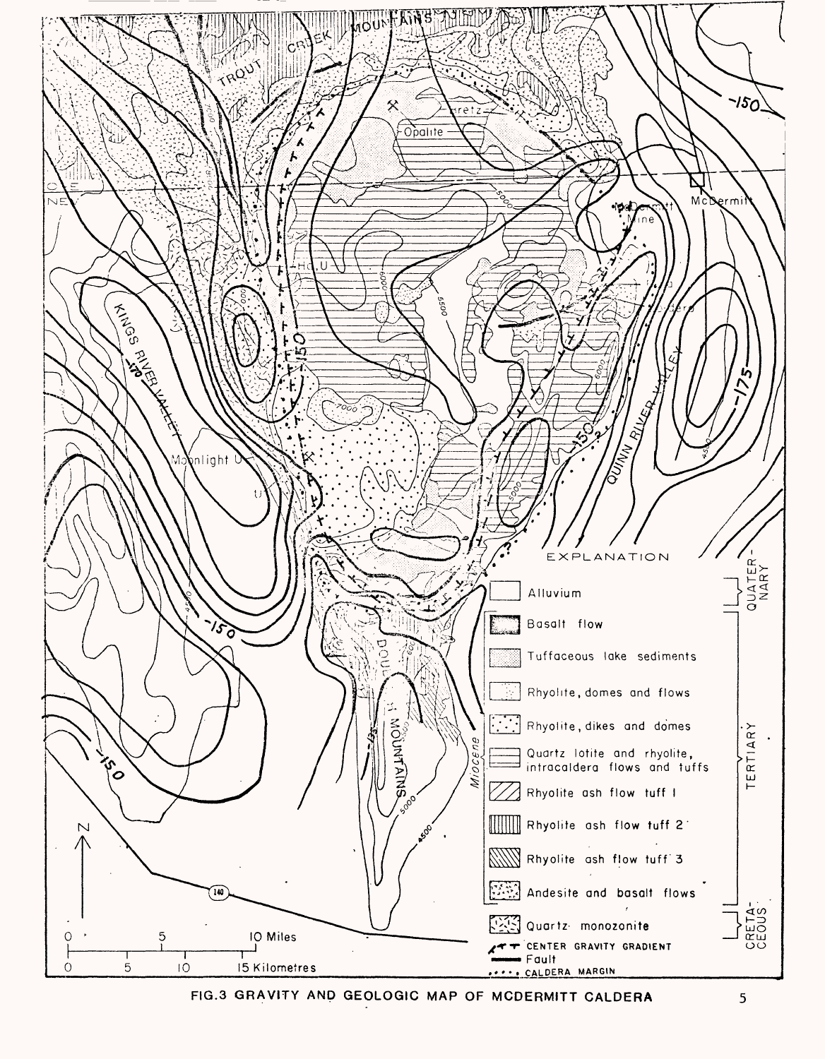FIG.3 GRAVITY AND GEOLOGIC MAP OF MCDERMITT CALDERA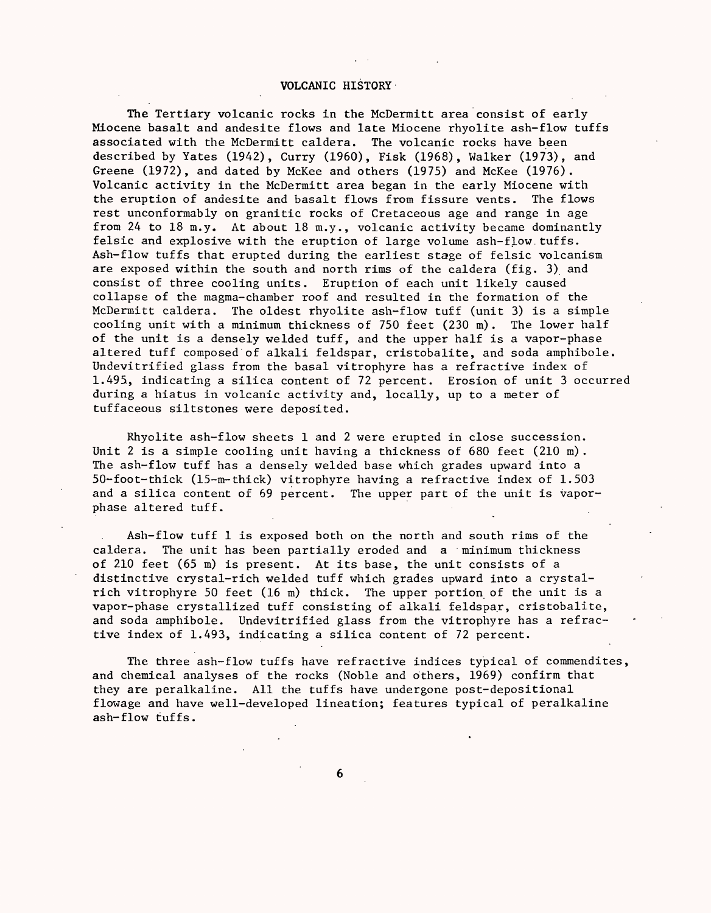## VOLCANIC HISTORY

The Tertiary volcanic rocks in the McDermitt area consist of early Miocene basalt and andesite flows and late Miocene rhyolite ash-flow tuffs associated with the McDermitt caldera. The volcanic rocks have been described by Yates (1942), Curry (1960), Fisk (1968), Walker (1973), and Greene (1972), and dated by McKee and others (1975) and McKee (1976). Volcanic activity in the McDermitt area began in the early Miocene with the eruption of andesite and basalt flows from fissure vents. The flows rest unconformably on granitic rocks of Cretaceous age and range in age from 24 to 18 m.y. At about 18 m.y., volcanic activity became dominantly felsic and explosive with the eruption of large volume ash-flow tuffs. Ash-flow tuffs that erupted during the earliest stage of felsic volcanism are exposed within the south and north rims of the caldera (fig. 3) and consist of three cooling units. Eruption of each unit likely caused collapse of the magma-chamber roof and resulted in the formation of the McDermitt caldera. The oldest rhyolite ash-flow tuff (unit 3) is a simple cooling unit with a minimum thickness of 750 feet (230 m). The lower half of the unit is a densely welded tuff, and the upper half is a vapor-phase altered tuff composed of alkali feldspar, cristobalite, and soda amphibole. Undevitrified glass from the basal vitrophyre has a refractive index of 1.495, indicating a silica content of 72 percent. Erosion of unit 3 occurred during a hiatus in volcanic activity and, locally, up to a meter of tuffaceous siltstones were deposited.

Rhyolite ash-flow sheets 1 and 2 were erupted in close succession. Unit 2 is a simple cooling unit having a thickness of 680 feet (210 m). The ash-flow tuff has a densely welded base which grades upward into a 50-foot-thick (15-m-thick) vitrophyre having a refractive index of 1.503 and a silica content of 69 percent. The upper part of the unit is vapor-phase altered tuff.

Ash-flow tuff 1 is exposed both on the north and south rims of the caldera. The unit has been partially eroded and a minimum thickness of 210 feet (65 m) is present. At its base, the unit consists of a distinctive crystal-rich welded tuff which grades upward into a crystal-rich vitrophyre 50 feet (16 m) thick. The upper portion of the unit is a vapor-phase crystallized tuff consisting of alkali feldspar, cristobalite, and soda amphibole. Undevitrified glass from the vitrophyre has a refractive index of 1.493, indicating a silica content of 72 percent.

The three ash-flow tuffs have refractive indices typical of commendites, and chemical analyses of the rocks (Noble and others, 1969) confirm that they are peralkaline. All the tuffs have undergone post-depositional flowage and have well-developed lineation; features typical of peralkaline ash-flow tuffs.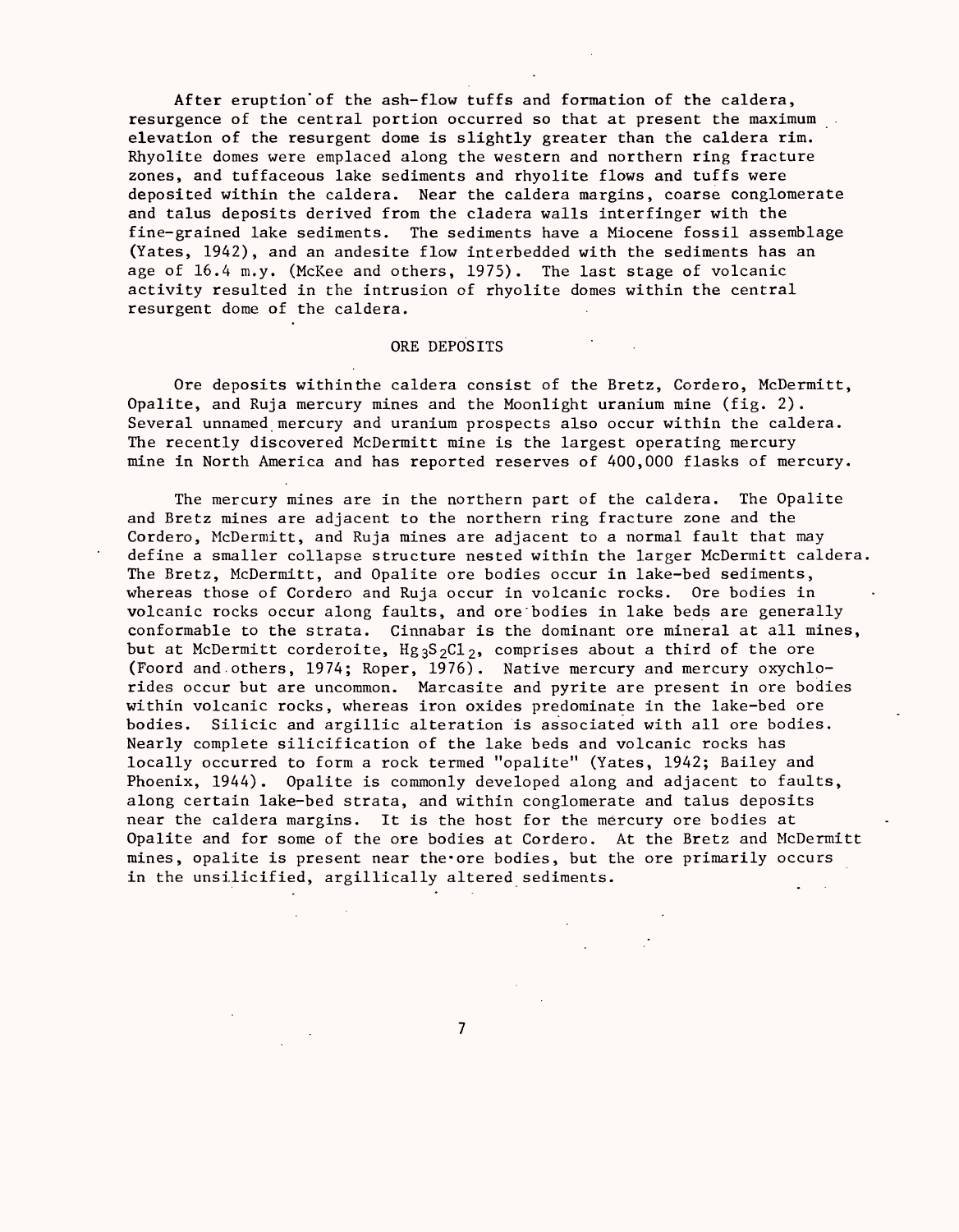After eruption of the ash-flow tuffs and formation of the caldera, resurgence of the central portion occurred so that at present the maximum elevation of the resurgent dome is slightly greater than the caldera rim. Rhyolite domes were emplaced along the western and northern ring fracture zones, and tuffaceous lake sediments and rhyolite flows and tuffs were deposited within the caldera. Near the caldera margins, coarse conglomerate and talus deposits derived from the cladera walls interfinger with the fine-grained lake sediments. The sediments have a Miocene fossil assemblage (Yates, 1942), and an andesite flow interbedded with the sediments has an age of 16.4 m.y. (McKee and others, 1975). The last stage of volcanic activity resulted in the intrusion of rhyolite domes within the central resurgent dome of the caldera.

## ORE DEPOSITS

Ore deposits withinthe caldera consist of the Bretz, Cordero, McDermitt, Opalite, and Ruja mercury mines and the Moonlight uranium mine (fig. 2). Several unnamed mercury and uranium prospects also occur within the caldera. The recently discovered McDermitt mine is the largest operating mercury mine in North America and has reported reserves of 400,000 flasks of mercury.

The mercury mines are in the northern part of the caldera. The Opalite and Bretz mines are adjacent to the northern ring fracture zone and the Cordero, McDermitt, and Ruja mines are adjacent to a normal fault that may define a smaller collapse structure nested within the larger McDermitt caldera. The Bretz, McDermitt, and Opalite ore bodies occur in lake-bed sediments, whereas those of Cordero and Ruja occur in volcanic rocks. Ore bodies in volcanic rocks occur along faults, and ore bodies in lake beds are generally conformable to the strata. Cinnabar is the dominant ore mineral at all mines, but at McDermitt corderoite, $Hg_3S_2Cl_2$, comprises about a third of the ore (Foord and others, 1974; Roper, 1976). Native mercury and mercury oxychlorides occur but are uncommon. Marcasite and pyrite are present in ore bodies within volcanic rocks, whereas iron oxides predominate in the lake-bed ore bodies. Silicic and argillic alteration is associated with all ore bodies. Nearly complete silicification of the lake beds and volcanic rocks has locally occurred to form a rock termed "opalite" (Yates, 1942; Bailey and Phoenix, 1944). Opalite is commonly developed along and adjacent to faults, along certain lake-bed strata, and within conglomerate and talus deposits near the caldera margins. It is the host for the mercury ore bodies at Opalite and for some of the ore bodies at Cordero. At the Bretz and McDermitt mines, opalite is present near the ore bodies, but the ore primarily occurs in the unsilicified, argillically altered sediments.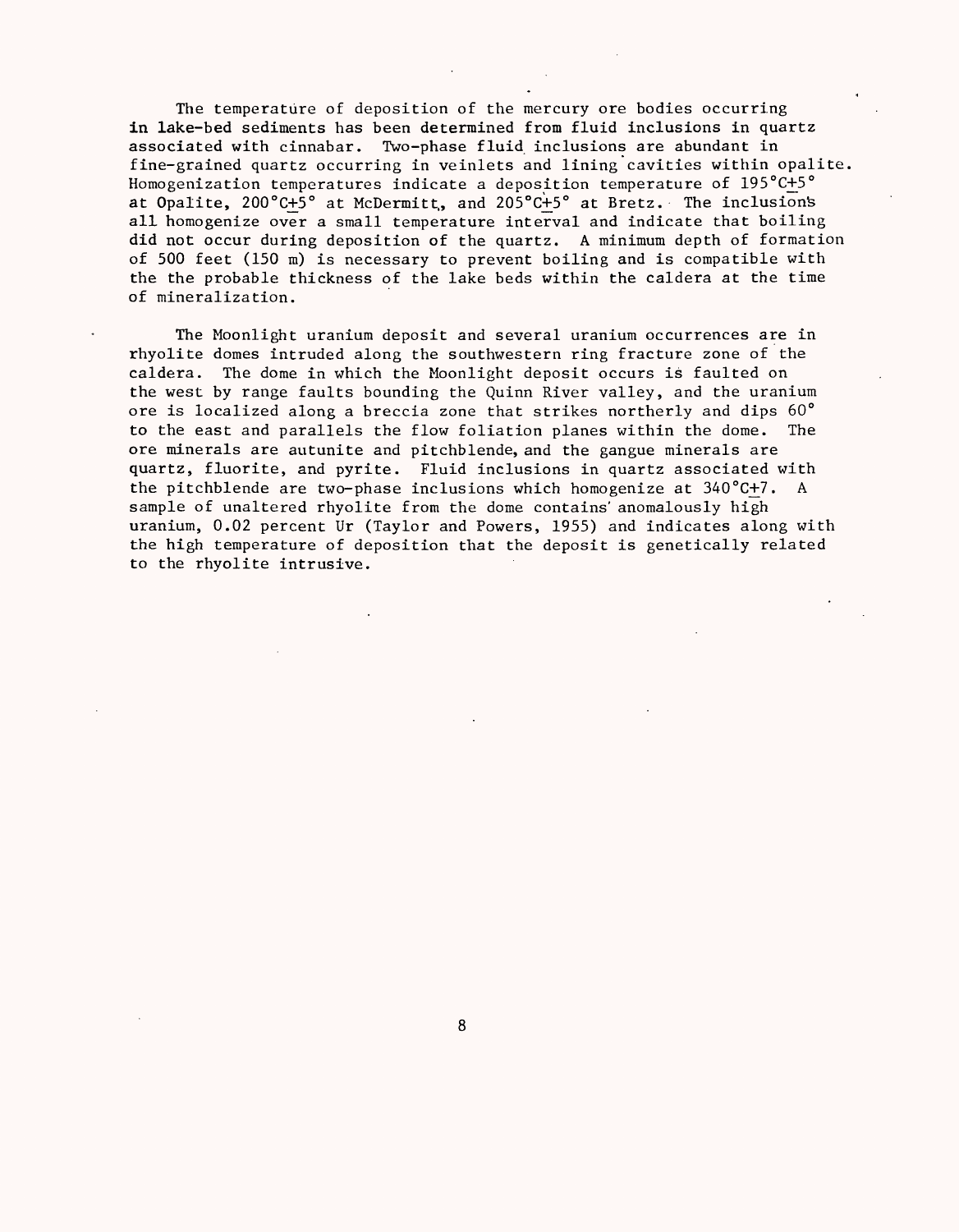The temperature of deposition of the mercury ore bodies occurring in lake-bed sediments has been determined from fluid inclusions in quartz associated with cinnabar. Two-phase fluid inclusions are abundant in fine-grained quartz occurring in veinlets and lining cavities within opalite. Homogenization temperatures indicate a deposition temperature of 195°C±5° at Opalite, 200°C±5° at McDermitt, and 205°C±5° at Bretz. The inclusions all homogenize over a small temperature interval and indicate that boiling did not occur during deposition of the quartz. A minimum depth of formation of 500 feet (150 m) is necessary to prevent boiling and is compatible with the the probable thickness of the lake beds within the caldera at the time of mineralization.

The Moonlight uranium deposit and several uranium occurrences are in rhyolite domes intruded along the southwestern ring fracture zone of the caldera. The dome in which the Moonlight deposit occurs is faulted on the west by range faults bounding the Quinn River valley, and the uranium ore is localized along a breccia zone that strikes northerly and dips 60° to the east and parallels the flow foliation planes within the dome. The ore minerals are autunite and pitchblende, and the gangue minerals are quartz, fluorite, and pyrite. Fluid inclusions in quartz associated with the pitchblende are two-phase inclusions which homogenize at 340°C±7. A sample of unaltered rhyolite from the dome contains anomalously high uranium, 0.02 percent Ur (Taylor and Powers, 1955) and indicates along with the high temperature of deposition that the deposit is genetically related to the rhyolite intrusive.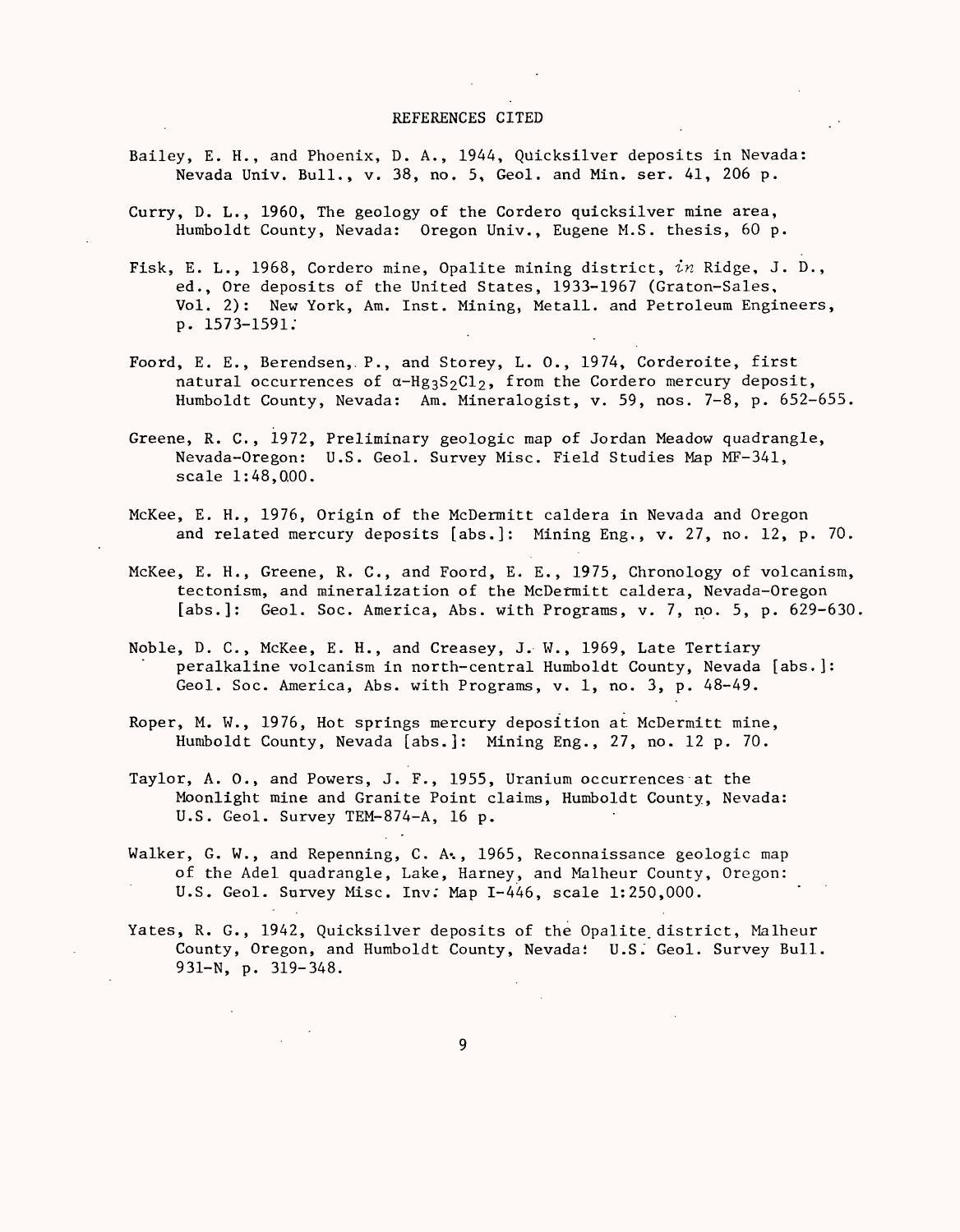# REFERENCES CITED

Bailey, E. H., and Phoenix, D. A., 1944, Quicksilver deposits in Nevada: Nevada Univ. Bull., v. 38, no. 5, Geol. and Min. ser. 41, 206 p.

Curry, D. L., 1960, The geology of the Cordero quicksilver mine area, Humboldt County, Nevada: Oregon Univ., Eugene M.S. thesis, 60 p.

Fisk, E. L., 1968, Cordero mine, Opalite mining district, *in* Ridge, J. D., ed., Ore deposits of the United States, 1933-1967 (Graton-Sales, Vol. 2): New York, Am. Inst. Mining, Metall. and Petroleum Engineers, p. 1573-1591.

Foord, E. E., Berendsen, P., and Storey, L. O., 1974, Corderoite, first natural occurrences of $\alpha$-$Hg_3S_2Cl_2$, from the Cordero mercury deposit, Humboldt County, Nevada: Am. Mineralogist, v. 59, nos. 7-8, p. 652-655.

Greene, R. C., 1972, Preliminary geologic map of Jordan Meadow quadrangle, Nevada-Oregon: U.S. Geol. Survey Misc. Field Studies Map MF-341, scale 1:48,000.

McKee, E. H., 1976, Origin of the McDermitt caldera in Nevada and Oregon and related mercury deposits [abs.]: Mining Eng., v. 27, no. 12, p. 70.

McKee, E. H., Greene, R. C., and Foord, E. E., 1975, Chronology of volcanism, tectonism, and mineralization of the McDermitt caldera, Nevada-Oregon [abs.]: Geol. Soc. America, Abs. with Programs, v. 7, no. 5, p. 629-630.

Noble, D. C., McKee, E. H., and Creasey, J. W., 1969, Late Tertiary peralkaline volcanism in north-central Humboldt County, Nevada [abs.]: Geol. Soc. America, Abs. with Programs, v. 1, no. 3, p. 48-49.

Roper, M. W., 1976, Hot springs mercury deposition at McDermitt mine, Humboldt County, Nevada [abs.]: Mining Eng., 27, no. 12 p. 70.

Taylor, A. O., and Powers, J. F., 1955, Uranium occurrences at the Moonlight mine and Granite Point claims, Humboldt County, Nevada: U.S. Geol. Survey TEM-874-A, 16 p.

Walker, G. W., and Repenning, C. A., 1965, Reconnaissance geologic map of the Adel quadrangle, Lake, Harney, and Malheur County, Oregon: U.S. Geol. Survey Misc. Inv. Map I-446, scale 1:250,000.

Yates, R. G., 1942, Quicksilver deposits of the Opalite district, Malheur County, Oregon, and Humboldt County, Nevada: U.S. Geol. Survey Bull. 931-N, p. 319-348.